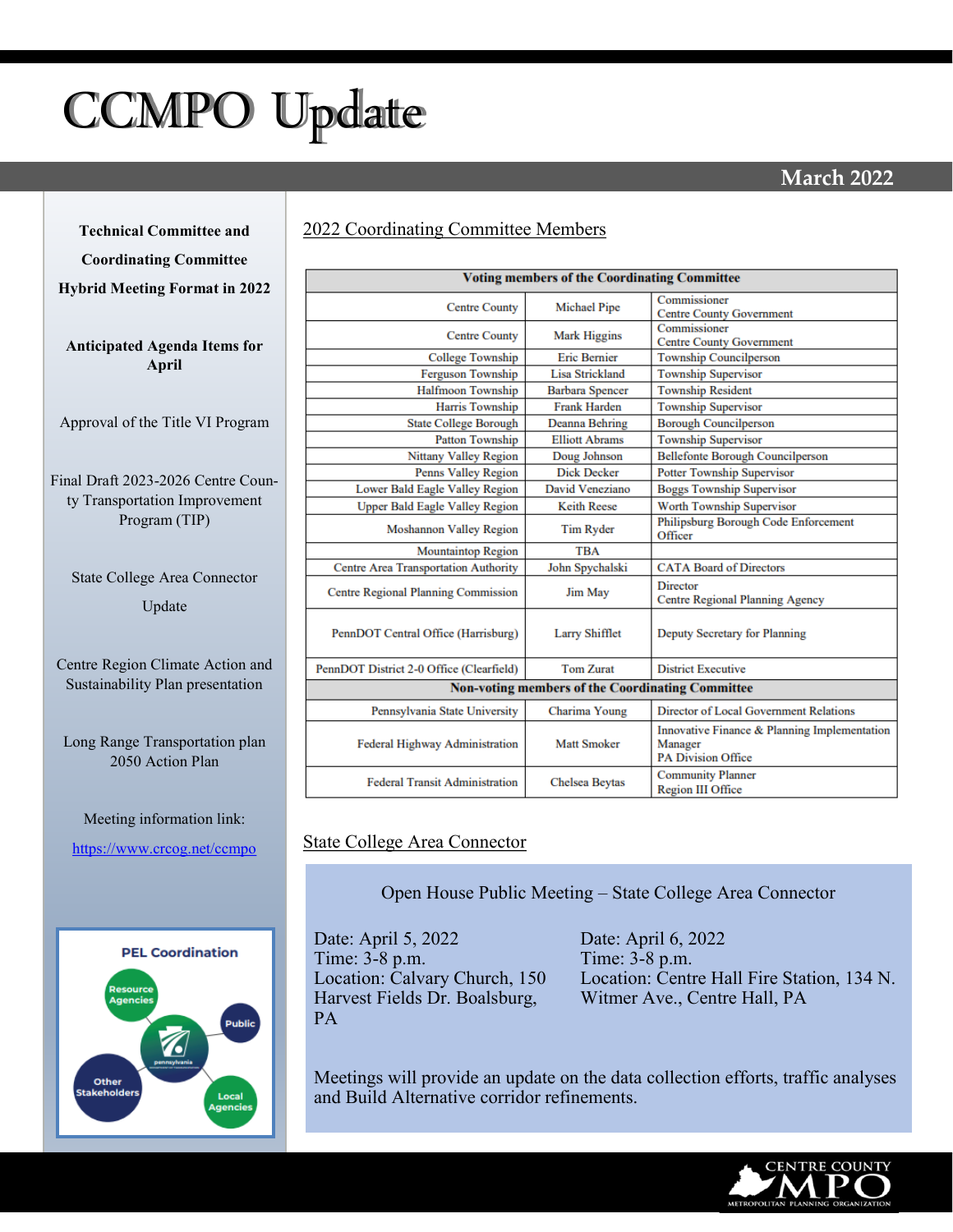# CCMPO Update

March 2022

**Technical Committee and Coordinating Committee Hybrid Meeting Format in 2022**

**Anticipated Agenda Items for April**

Approval of the Title VI Program

Final Draft 2023-2026 Centre County Transportation Improvement Program (TIP)

State College Area Connector Update

Centre Region Climate Action and Sustainability Plan presentation

Long Range Transportation plan 2050 Action Plan

Meeting information link:

https://www.crcog.net/ccmpo

PEL Coordination

Resource Agencies

Public

Other Stakeholders

Local Agencies

## 2022 Coordinating Committee Members

| Voting members of the Coordinating Committee | | |
|---|---|---|
| Centre County | Michael Pipe | Commissioner<br>Centre County Government |
| Centre County | Mark Higgins | Commissioner<br>Centre County Government |
| College Township | Eric Bernier | Township Councilperson |
| Ferguson Township | Lisa Strickland | Township Supervisor |
| Halfmoon Township | Barbara Spencer | Township Resident |
| Harris Township | Frank Harden | Township Supervisor |
| State College Borough | Deanna Behring | Borough Councilperson |
| Patton Township | Elliott Abrams | Township Supervisor |
| Nittany Valley Region | Doug Johnson | Bellefonte Borough Councilperson |
| Penns Valley Region | Dick Decker | Potter Township Supervisor |
| Lower Bald Eagle Valley Region | David Veneziano | Boggs Township Supervisor |
| Upper Bald Eagle Valley Region | Keith Reese | Worth Township Supervisor |
| Moshannon Valley Region | Tim Ryder | Philipsburg Borough Code Enforcement Officer |
| Mountaintop Region | TBA | |
| Centre Area Transportation Authority | John Spychalski | CATA Board of Directors |
| Centre Regional Planning Commission | Jim May | Director<br>Centre Regional Planning Agency |
| PennDOT Central Office (Harrisburg) | Larry Shifflet | Deputy Secretary for Planning |
| PennDOT District 2-0 Office (Clearfield) | Tom Zurat | District Executive |
| **Non-voting members of the Coordinating Committee** | | |
| Pennsylvania State University | Charima Young | Director of Local Government Relations |
| Federal Highway Administration | Matt Smoker | Innovative Finance & Planning Implementation Manager<br>PA Division Office |
| Federal Transit Administration | Chelsea Beytas | Community Planner<br>Region III Office |

## State College Area Connector

Open House Public Meeting – State College Area Connector

Date: April 5, 2022
Time: 3-8 p.m.
Location: Calvary Church, 150 Harvest Fields Dr. Boalsburg, PA

Date: April 6, 2022
Time: 3-8 p.m.
Location: Centre Hall Fire Station, 134 N. Witmer Ave., Centre Hall, PA

Meetings will provide an update on the data collection efforts, traffic analyses and Build Alternative corridor refinements.

CENTRE COUNTY MPO
METROPOLITAN PLANNING ORGANIZATION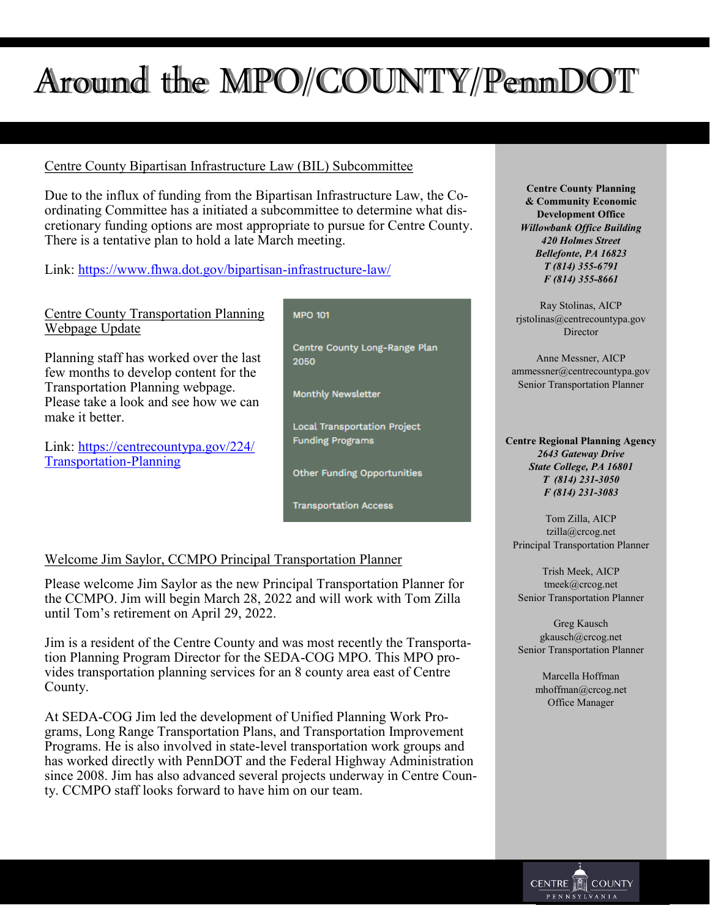# Around the MPO/COUNTY/PennDOT

## Centre County Bipartisan Infrastructure Law (BIL) Subcommittee

Due to the influx of funding from the Bipartisan Infrastructure Law, the Coordinating Committee has a initiated a subcommittee to determine what discretionary funding options are most appropriate to pursue for Centre County. There is a tentative plan to hold a late March meeting.

Link: https://www.fhwa.dot.gov/bipartisan-infrastructure-law/

## Centre County Transportation Planning Webpage Update

Planning staff has worked over the last few months to develop content for the Transportation Planning webpage. Please take a look and see how we can make it better.

Link: https://centrecountypa.gov/224/Transportation-Planning

- MPO 101
- Centre County Long-Range Plan 2050
- Monthly Newsletter
- Local Transportation Project Funding Programs
- Other Funding Opportunities
- Transportation Access

## Welcome Jim Saylor, CCMPO Principal Transportation Planner

Please welcome Jim Saylor as the new Principal Transportation Planner for the CCMPO. Jim will begin March 28, 2022 and will work with Tom Zilla until Tom's retirement on April 29, 2022.

Jim is a resident of the Centre County and was most recently the Transportation Planning Program Director for the SEDA-COG MPO. This MPO provides transportation planning services for an 8 county area east of Centre County.

At SEDA-COG Jim led the development of Unified Planning Work Programs, Long Range Transportation Plans, and Transportation Improvement Programs. He is also involved in state-level transportation work groups and has worked directly with PennDOT and the Federal Highway Administration since 2008. Jim has also advanced several projects underway in Centre County. CCMPO staff looks forward to have him on our team.

---

**Centre County Planning & Community Economic Development Office**
***Willowbank Office Building***
***420 Holmes Street***
***Bellefonte, PA 16823***
***T (814) 355-6791***
***F (814) 355-8661***

Ray Stolinas, AICP
rjstolinas@centrecountypa.gov
Director

Anne Messner, AICP
ammessner@centrecountypa.gov
Senior Transportation Planner

**Centre Regional Planning Agency**
***2643 Gateway Drive***
***State College, PA 16801***
***T (814) 231-3050***
***F (814) 231-3083***

Tom Zilla, AICP
tzilla@crcog.net
Principal Transportation Planner

Trish Meek, AICP
tmeek@crcog.net
Senior Transportation Planner

Greg Kausch
gkausch@crcog.net
Senior Transportation Planner

Marcella Hoffman
mhoffman@crcog.net
Office Manager

CENTRE COUNTY
PENNSYLVANIA